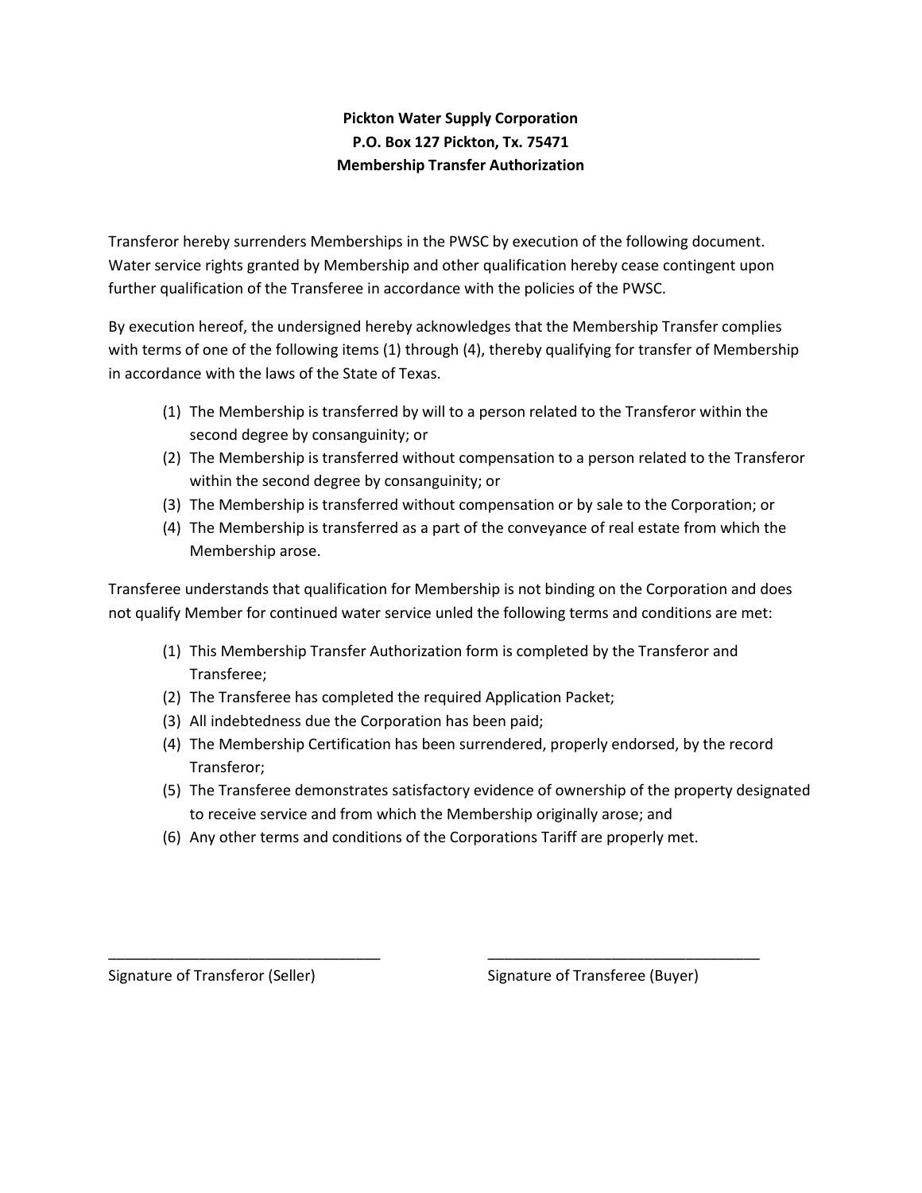**Pickton Water Supply Corporation**
**P.O. Box 127 Pickton, Tx. 75471**
**Membership Transfer Authorization**

Transferor hereby surrenders Memberships in the PWSC by execution of the following document. Water service rights granted by Membership and other qualification hereby cease contingent upon further qualification of the Transferee in accordance with the policies of the PWSC.

By execution hereof, the undersigned hereby acknowledges that the Membership Transfer complies with terms of one of the following items (1) through (4), thereby qualifying for transfer of Membership in accordance with the laws of the State of Texas.

(1) The Membership is transferred by will to a person related to the Transferor within the second degree by consanguinity; or
(2) The Membership is transferred without compensation to a person related to the Transferor within the second degree by consanguinity; or
(3) The Membership is transferred without compensation or by sale to the Corporation; or
(4) The Membership is transferred as a part of the conveyance of real estate from which the Membership arose.

Transferee understands that qualification for Membership is not binding on the Corporation and does not qualify Member for continued water service unled the following terms and conditions are met:

(1) This Membership Transfer Authorization form is completed by the Transferor and Transferee;
(2) The Transferee has completed the required Application Packet;
(3) All indebtedness due the Corporation has been paid;
(4) The Membership Certification has been surrendered, properly endorsed, by the record Transferor;
(5) The Transferee demonstrates satisfactory evidence of ownership of the property designated to receive service and from which the Membership originally arose; and
(6) Any other terms and conditions of the Corporations Tariff are properly met.

________________________________ Signature of Transferor (Seller)

________________________________ Signature of Transferee (Buyer)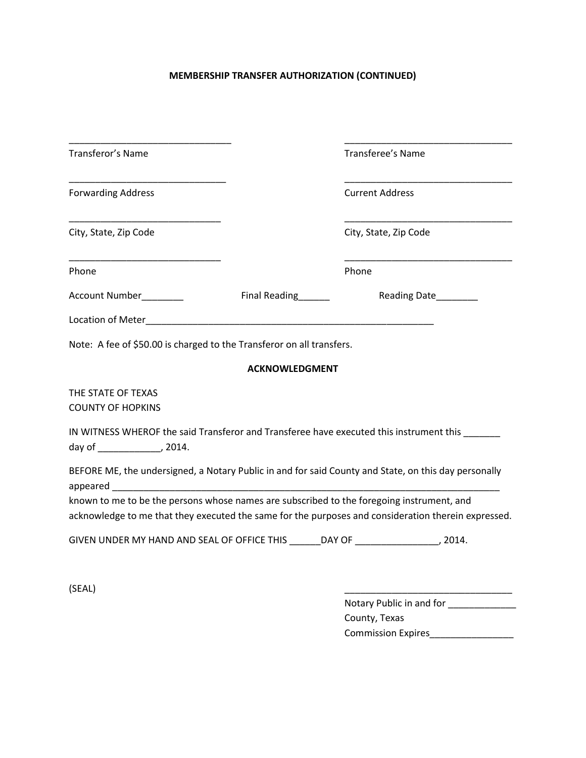**MEMBERSHIP TRANSFER AUTHORIZATION (CONTINUED)**

| | |
|---|---|
| _______________________________ | _________________________________ |
| Transferor's Name | Transferee's Name |
| ______________________________ | _________________________________ |
| Forwarding Address | Current Address |
| _____________________________ | _________________________________ |
| City, State, Zip Code | City, State, Zip Code |
| _____________________________ | _________________________________ |
| Phone | Phone |

Account Number________ Final Reading______ Reading Date________

Location of Meter_________________________________________________________

Note: A fee of $50.00 is charged to the Transferor on all transfers.

**ACKNOWLEDGMENT**

THE STATE OF TEXAS
COUNTY OF HOPKINS

IN WITNESS WHEROF the said Transferor and Transferee have executed this instrument this _______ day of ____________, 2014.

BEFORE ME, the undersigned, a Notary Public in and for said County and State, on this day personally appeared ______________________________________________________________________________ known to me to be the persons whose names are subscribed to the foregoing instrument, and acknowledge to me that they executed the same for the purposes and consideration therein expressed.

GIVEN UNDER MY HAND AND SEAL OF OFFICE THIS ______DAY OF ________________, 2014.

(SEAL)

_________________________________
Notary Public in and for _____________
County, Texas
Commission Expires________________